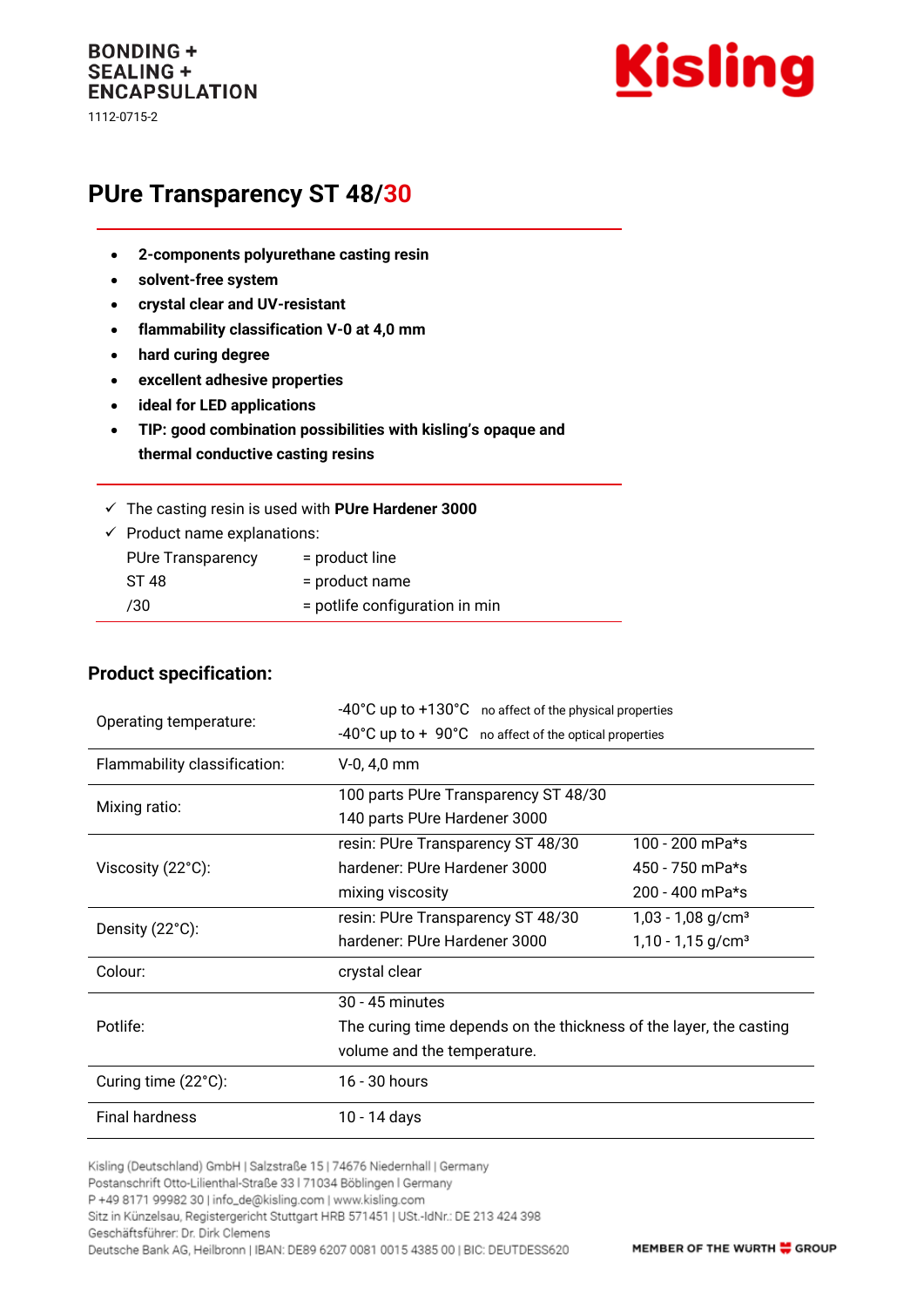BONDING +
SEALING +
ENCAPSULATION

1112-0715-2

Kisling

# PUre Transparency ST 48/30

- **2-components polyurethane casting resin**
- **solvent-free system**
- **crystal clear and UV-resistant**
- **flammability classification V-0 at 4,0 mm**
- **hard curing degree**
- **excellent adhesive properties**
- **ideal for LED applications**
- **TIP: good combination possibilities with kisling's opaque and thermal conductive casting resins**

✓ The casting resin is used with **PUre Hardener 3000**

✓ Product name explanations:

| | |
|---|---|
| PUre Transparency | = product line |
| ST 48 | = product name |
| /30 | = potlife configuration in min |

## Product specification:

| | | |
|---|---|---|
| Operating temperature: | -40°C up to +130°C no affect of the physical properties<br>-40°C up to + 90°C no affect of the optical properties | |
| Flammability classification: | V-0, 4,0 mm | |
| Mixing ratio: | 100 parts PUre Transparency ST 48/30<br>140 parts PUre Hardener 3000 | |
| Viscosity (22°C): | resin: PUre Transparency ST 48/30 | 100 - 200 mPa*s |
| | hardener: PUre Hardener 3000 | 450 - 750 mPa*s |
| | mixing viscosity | 200 - 400 mPa*s |
| Density (22°C): | resin: PUre Transparency ST 48/30 | 1,03 - 1,08 g/cm³ |
| | hardener: PUre Hardener 3000 | 1,10 - 1,15 g/cm³ |
| Colour: | crystal clear | |
| Potlife: | 30 - 45 minutes<br>The curing time depends on the thickness of the layer, the casting volume and the temperature. | |
| Curing time (22°C): | 16 - 30 hours | |
| Final hardness | 10 - 14 days | |

Kisling (Deutschland) GmbH | Salzstraße 15 | 74676 Niedernhall | Germany
Postanschrift Otto-Lilienthal-Straße 33 | 71034 Böblingen | Germany
P +49 8171 99982 30 | info_de@kisling.com | www.kisling.com
Sitz in Künzelsau, Registergericht Stuttgart HRB 571451 | USt.-IdNr.: DE 213 424 398
Geschäftsführer: Dr. Dirk Clemens
Deutsche Bank AG, Heilbronn | IBAN: DE89 6207 0081 0015 4385 00 | BIC: DEUTDESS620

MEMBER OF THE WURTH GROUP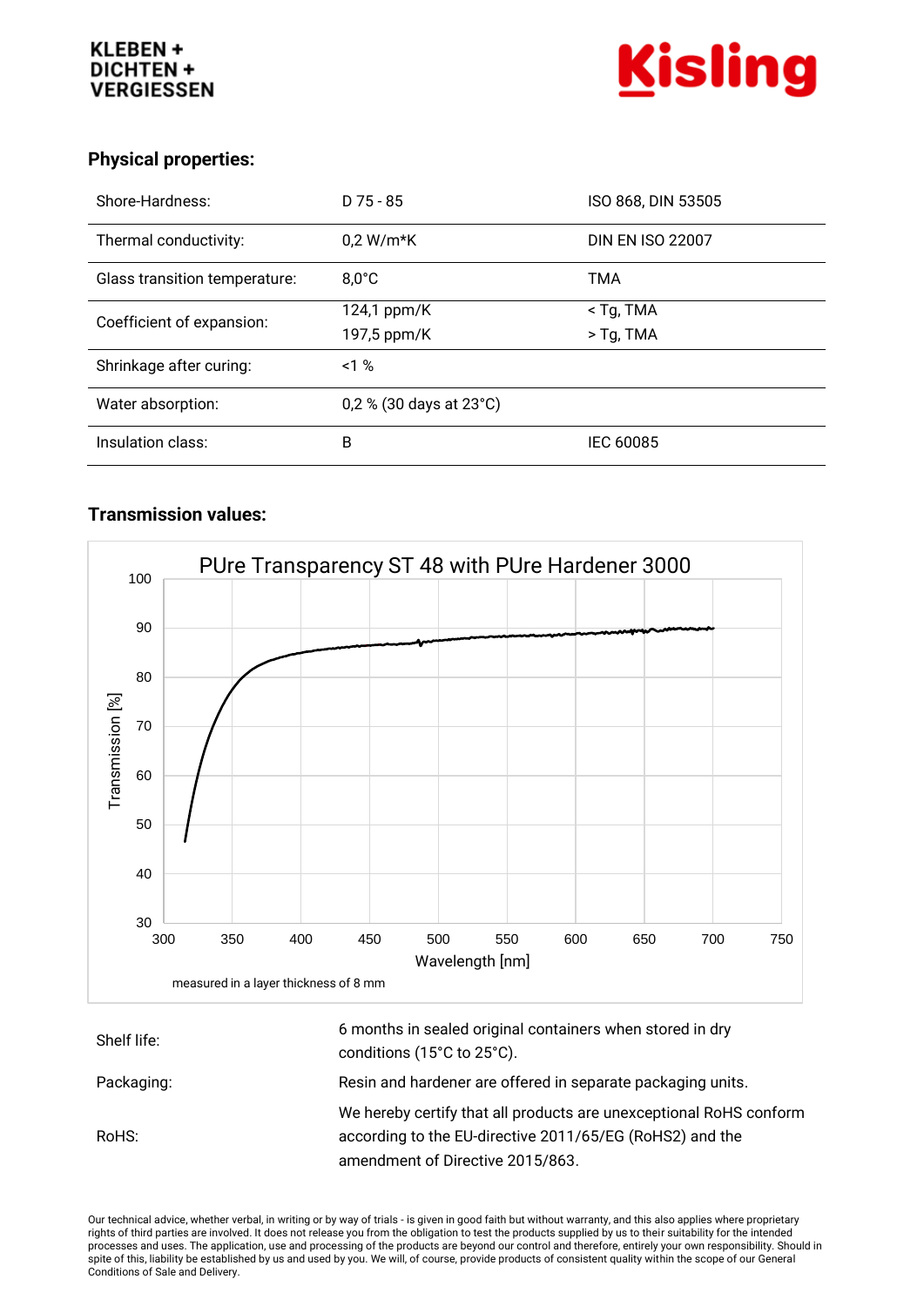KLEBEN +
DICHTEN +
VERGIESSEN

Kisling

## Physical properties:

| | | |
|---|---|---|
| Shore-Hardness: | D 75 - 85 | ISO 868, DIN 53505 |
| Thermal conductivity: | 0,2 W/m*K | DIN EN ISO 22007 |
| Glass transition temperature: | 8,0°C | TMA |
| Coefficient of expansion: | 124,1 ppm/K<br>197,5 ppm/K | < Tg, TMA<br>> Tg, TMA |
| Shrinkage after curing: | <1 % | |
| Water absorption: | 0,2 % (30 days at 23°C) | |
| Insulation class: | B | IEC 60085 |

## Transmission values:

PUre Transparency ST 48 with PUre Hardener 3000

Transmission [%]

100
90
80
70
60
50
40
30

300 350 400 450 500 550 600 650 700 750

Wavelength [nm]

measured in a layer thickness of 8 mm

| | |
|---|---|
| Shelf life: | 6 months in sealed original containers when stored in dry conditions (15°C to 25°C). |
| Packaging: | Resin and hardener are offered in separate packaging units. |
| RoHS: | We hereby certify that all products are unexceptional RoHS conform according to the EU-directive 2011/65/EG (RoHS2) and the amendment of Directive 2015/863. |

Our technical advice, whether verbal, in writing or by way of trials - is given in good faith but without warranty, and this also applies where proprietary rights of third parties are involved. It does not release you from the obligation to test the products supplied by us to their suitability for the intended processes and uses. The application, use and processing of the products are beyond our control and therefore, entirely your own responsibility. Should in spite of this, liability be established by us and used by you. We will, of course, provide products of consistent quality within the scope of our General Conditions of Sale and Delivery.